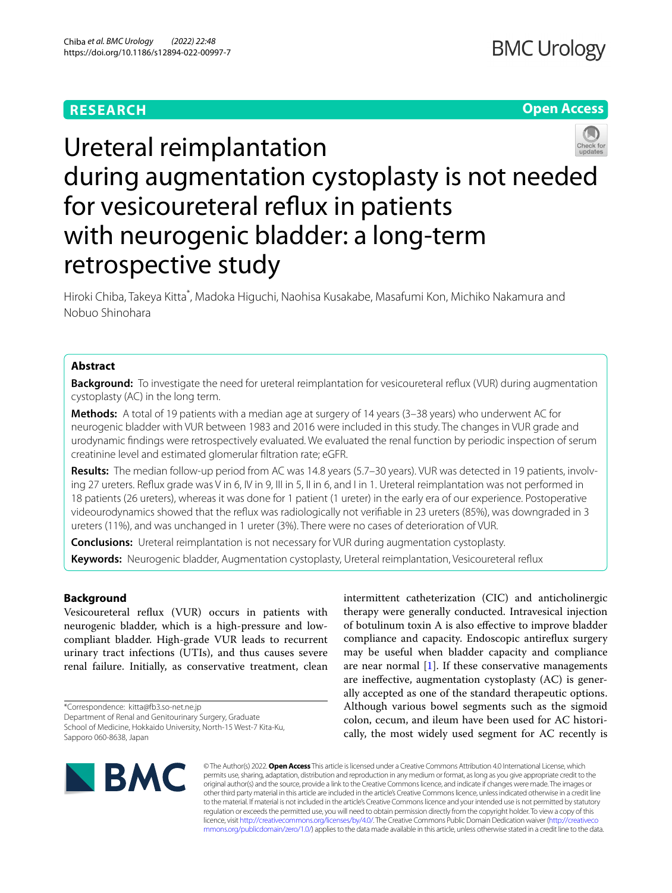**RESEARCH** **Open Access**

# Ureteral reimplantation during augmentation cystoplasty is not needed for vesicoureteral reflux in patients with neurogenic bladder: a long-term retrospective study

Hiroki Chiba, Takeya Kitta*, Madoka Higuchi, Naohisa Kusakabe, Masafumi Kon, Michiko Nakamura and Nobuo Shinohara

## Abstract

**Background:** To investigate the need for ureteral reimplantation for vesicoureteral reflux (VUR) during augmentation cystoplasty (AC) in the long term.

**Methods:** A total of 19 patients with a median age at surgery of 14 years (3–38 years) who underwent AC for neurogenic bladder with VUR between 1983 and 2016 were included in this study. The changes in VUR grade and urodynamic findings were retrospectively evaluated. We evaluated the renal function by periodic inspection of serum creatinine level and estimated glomerular filtration rate; eGFR.

**Results:** The median follow-up period from AC was 14.8 years (5.7–30 years). VUR was detected in 19 patients, involving 27 ureters. Reflux grade was V in 6, IV in 9, III in 5, II in 6, and I in 1. Ureteral reimplantation was not performed in 18 patients (26 ureters), whereas it was done for 1 patient (1 ureter) in the early era of our experience. Postoperative videourodynamics showed that the reflux was radiologically not verifiable in 23 ureters (85%), was downgraded in 3 ureters (11%), and was unchanged in 1 ureter (3%). There were no cases of deterioration of VUR.

**Conclusions:** Ureteral reimplantation is not necessary for VUR during augmentation cystoplasty.

**Keywords:** Neurogenic bladder, Augmentation cystoplasty, Ureteral reimplantation, Vesicoureteral reflux

## Background

Vesicoureteral reflux (VUR) occurs in patients with neurogenic bladder, which is a high-pressure and low-compliant bladder. High-grade VUR leads to recurrent urinary tract infections (UTIs), and thus causes severe renal failure. Initially, as conservative treatment, clean intermittent catheterization (CIC) and anticholinergic therapy were generally conducted. Intravesical injection of botulinum toxin A is also effective to improve bladder compliance and capacity. Endoscopic antireflux surgery may be useful when bladder capacity and compliance are near normal [1]. If these conservative managements are ineffective, augmentation cystoplasty (AC) is generally accepted as one of the standard therapeutic options. Although various bowel segments such as the sigmoid colon, cecum, and ileum have been used for AC historically, the most widely used segment for AC recently is

*Correspondence: kitta@fb3.so-net.ne.jp
Department of Renal and Genitourinary Surgery, Graduate School of Medicine, Hokkaido University, North-15 West-7 Kita-Ku, Sapporo 060-8638, Japan

© The Author(s) 2022. **Open Access** This article is licensed under a Creative Commons Attribution 4.0 International License, which permits use, sharing, adaptation, distribution and reproduction in any medium or format, as long as you give appropriate credit to the original author(s) and the source, provide a link to the Creative Commons licence, and indicate if changes were made. The images or other third party material in this article are included in the article's Creative Commons licence, unless indicated otherwise in a credit line to the material. If material is not included in the article's Creative Commons licence and your intended use is not permitted by statutory regulation or exceeds the permitted use, you will need to obtain permission directly from the copyright holder. To view a copy of this licence, visit http://creativecommons.org/licenses/by/4.0/. The Creative Commons Public Domain Dedication waiver (http://creativecommons.org/publicdomain/zero/1.0/) applies to the data made available in this article, unless otherwise stated in a credit line to the data.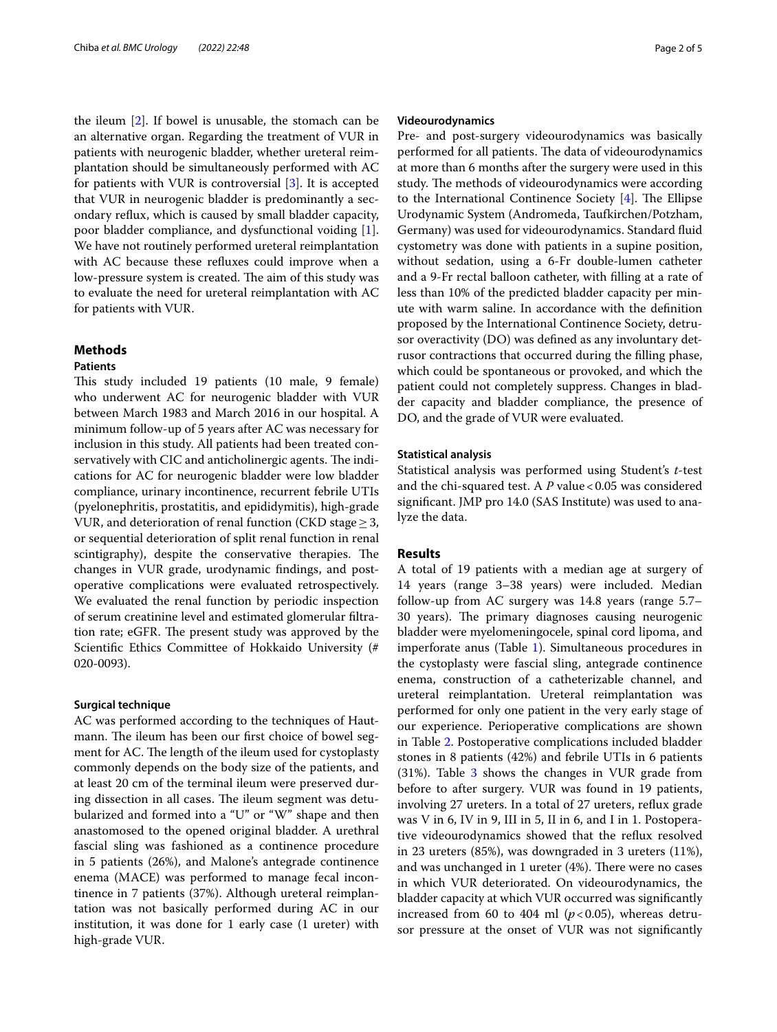the ileum [2]. If bowel is unusable, the stomach can be an alternative organ. Regarding the treatment of VUR in patients with neurogenic bladder, whether ureteral reimplantation should be simultaneously performed with AC for patients with VUR is controversial [3]. It is accepted that VUR in neurogenic bladder is predominantly a secondary reflux, which is caused by small bladder capacity, poor bladder compliance, and dysfunctional voiding [1]. We have not routinely performed ureteral reimplantation with AC because these refluxes could improve when a low-pressure system is created. The aim of this study was to evaluate the need for ureteral reimplantation with AC for patients with VUR.

## Methods

### Patients

This study included 19 patients (10 male, 9 female) who underwent AC for neurogenic bladder with VUR between March 1983 and March 2016 in our hospital. A minimum follow-up of 5 years after AC was necessary for inclusion in this study. All patients had been treated conservatively with CIC and anticholinergic agents. The indications for AC for neurogenic bladder were low bladder compliance, urinary incontinence, recurrent febrile UTIs (pyelonephritis, prostatitis, and epididymitis), high-grade VUR, and deterioration of renal function (CKD stage $\geq$ 3, or sequential deterioration of split renal function in renal scintigraphy), despite the conservative therapies. The changes in VUR grade, urodynamic findings, and postoperative complications were evaluated retrospectively. We evaluated the renal function by periodic inspection of serum creatinine level and estimated glomerular filtration rate; eGFR. The present study was approved by the Scientific Ethics Committee of Hokkaido University (# 020-0093).

### Surgical technique

AC was performed according to the techniques of Hautmann. The ileum has been our first choice of bowel segment for AC. The length of the ileum used for cystoplasty commonly depends on the body size of the patients, and at least 20 cm of the terminal ileum were preserved during dissection in all cases. The ileum segment was detubularized and formed into a "U" or "W" shape and then anastomosed to the opened original bladder. A urethral fascial sling was fashioned as a continence procedure in 5 patients (26%), and Malone's antegrade continence enema (MACE) was performed to manage fecal incontinence in 7 patients (37%). Although ureteral reimplantation was not basically performed during AC in our institution, it was done for 1 early case (1 ureter) with high-grade VUR.

### Videourodynamics

Pre- and post-surgery videourodynamics was basically performed for all patients. The data of videourodynamics at more than 6 months after the surgery were used in this study. The methods of videourodynamics were according to the International Continence Society [4]. The Ellipse Urodynamic System (Andromeda, Taufkirchen/Potzham, Germany) was used for videourodynamics. Standard fluid cystometry was done with patients in a supine position, without sedation, using a 6-Fr double-lumen catheter and a 9-Fr rectal balloon catheter, with filling at a rate of less than 10% of the predicted bladder capacity per minute with warm saline. In accordance with the definition proposed by the International Continence Society, detrusor overactivity (DO) was defined as any involuntary detrusor contractions that occurred during the filling phase, which could be spontaneous or provoked, and which the patient could not completely suppress. Changes in bladder capacity and bladder compliance, the presence of DO, and the grade of VUR were evaluated.

### Statistical analysis

Statistical analysis was performed using Student's *t*-test and the chi-squared test. A *P* value $< 0.05$ was considered significant. JMP pro 14.0 (SAS Institute) was used to analyze the data.

## Results

A total of 19 patients with a median age at surgery of 14 years (range 3–38 years) were included. Median follow-up from AC surgery was 14.8 years (range 5.7–30 years). The primary diagnoses causing neurogenic bladder were myelomeningocele, spinal cord lipoma, and imperforate anus (Table 1). Simultaneous procedures in the cystoplasty were fascial sling, antegrade continence enema, construction of a catheterizable channel, and ureteral reimplantation. Ureteral reimplantation was performed for only one patient in the very early stage of our experience. Perioperative complications are shown in Table 2. Postoperative complications included bladder stones in 8 patients (42%) and febrile UTIs in 6 patients (31%). Table 3 shows the changes in VUR grade from before to after surgery. VUR was found in 19 patients, involving 27 ureters. In a total of 27 ureters, reflux grade was V in 6, IV in 9, III in 5, II in 6, and I in 1. Postoperative videourodynamics showed that the reflux resolved in 23 ureters (85%), was downgraded in 3 ureters (11%), and was unchanged in 1 ureter (4%). There were no cases in which VUR deteriorated. On videourodynamics, the bladder capacity at which VUR occurred was significantly increased from 60 to 404 ml ($p < 0.05$), whereas detrusor pressure at the onset of VUR was not significantly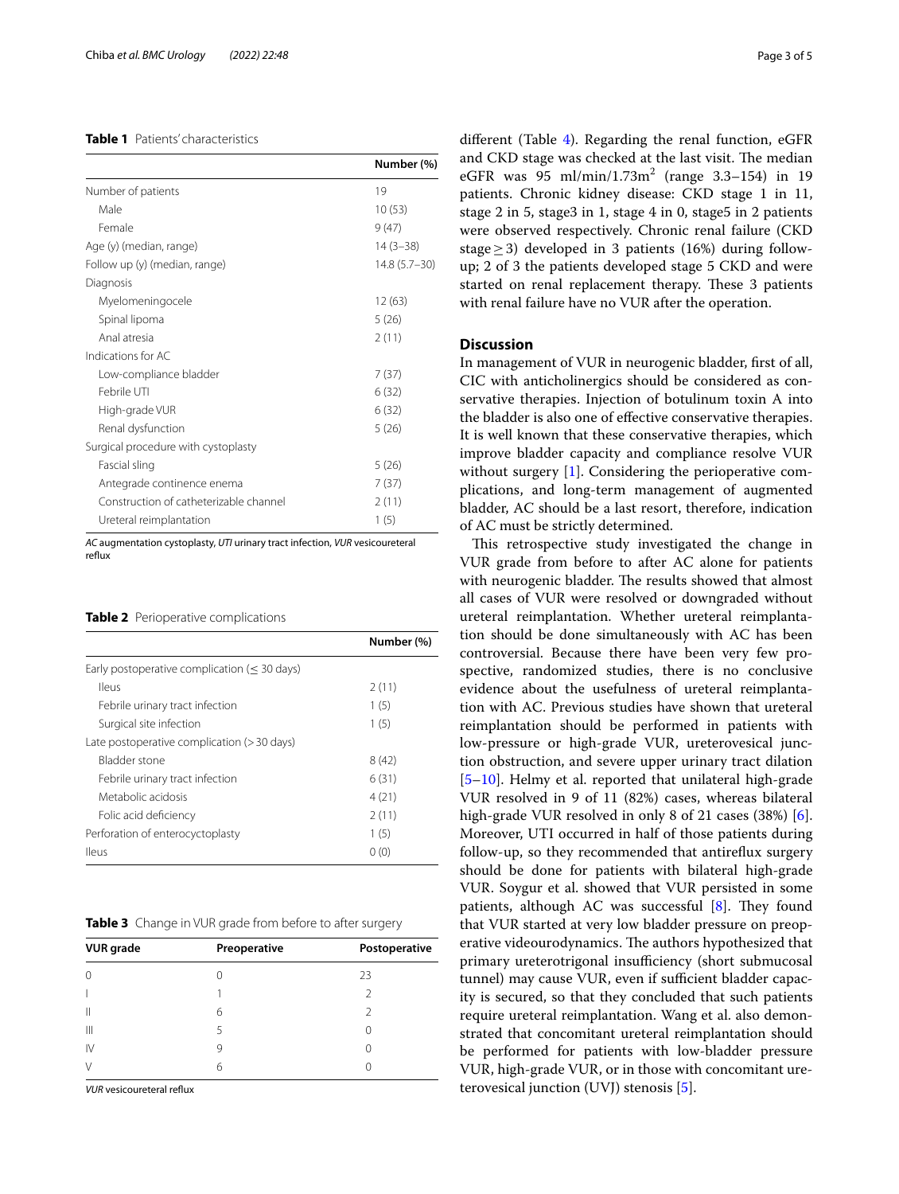**Table 1** Patients' characteristics

| | Number (%) |
|---|---|
| Number of patients | 19 |
| Male | 10 (53) |
| Female | 9 (47) |
| Age (y) (median, range) | 14 (3–38) |
| Follow up (y) (median, range) | 14.8 (5.7–30) |
| Diagnosis | |
| Myelomeningocele | 12 (63) |
| Spinal lipoma | 5 (26) |
| Anal atresia | 2 (11) |
| Indications for AC | |
| Low-compliance bladder | 7 (37) |
| Febrile UTI | 6 (32) |
| High-grade VUR | 6 (32) |
| Renal dysfunction | 5 (26) |
| Surgical procedure with cystoplasty | |
| Fascial sling | 5 (26) |
| Antegrade continence enema | 7 (37) |
| Construction of catheterizable channel | 2 (11) |
| Ureteral reimplantation | 1 (5) |

*AC* augmentation cystoplasty, *UTI* urinary tract infection, *VUR* vesicoureteral reflux

**Table 2** Perioperative complications

| | Number (%) |
|---|---|
| Early postoperative complication (≤ 30 days) | |
| Ileus | 2 (11) |
| Febrile urinary tract infection | 1 (5) |
| Surgical site infection | 1 (5) |
| Late postoperative complication (> 30 days) | |
| Bladder stone | 8 (42) |
| Febrile urinary tract infection | 6 (31) |
| Metabolic acidosis | 4 (21) |
| Folic acid deficiency | 2 (11) |
| Perforation of enterocystoplasty | 1 (5) |
| Ileus | 0 (0) |

**Table 3** Change in VUR grade from before to after surgery

| VUR grade | Preoperative | Postoperative |
|---|---|---|
| 0 | 0 | 23 |
| I | 1 | 2 |
| II | 6 | 2 |
| III | 5 | 0 |
| IV | 9 | 0 |
| V | 6 | 0 |

*VUR* vesicoureteral reflux

different (Table 4). Regarding the renal function, eGFR and CKD stage was checked at the last visit. The median eGFR was 95 ml/min/1.73m$^2$ (range 3.3–154) in 19 patients. Chronic kidney disease: CKD stage 1 in 11, stage 2 in 5, stage3 in 1, stage 4 in 0, stage5 in 2 patients were observed respectively. Chronic renal failure (CKD stage ≥ 3) developed in 3 patients (16%) during follow-up; 2 of 3 the patients developed stage 5 CKD and were started on renal replacement therapy. These 3 patients with renal failure have no VUR after the operation.

## Discussion

In management of VUR in neurogenic bladder, first of all, CIC with anticholinergics should be considered as conservative therapies. Injection of botulinum toxin A into the bladder is also one of effective conservative therapies. It is well known that these conservative therapies, which improve bladder capacity and compliance resolve VUR without surgery [1]. Considering the perioperative complications, and long-term management of augmented bladder, AC should be a last resort, therefore, indication of AC must be strictly determined.

This retrospective study investigated the change in VUR grade from before to after AC alone for patients with neurogenic bladder. The results showed that almost all cases of VUR were resolved or downgraded without ureteral reimplantation. Whether ureteral reimplantation should be done simultaneously with AC has been controversial. Because there have been very few prospective, randomized studies, there is no conclusive evidence about the usefulness of ureteral reimplantation with AC. Previous studies have shown that ureteral reimplantation should be performed in patients with low-pressure or high-grade VUR, ureterovesical junction obstruction, and severe upper urinary tract dilation [5–10]. Helmy et al. reported that unilateral high-grade VUR resolved in 9 of 11 (82%) cases, whereas bilateral high-grade VUR resolved in only 8 of 21 cases (38%) [6]. Moreover, UTI occurred in half of those patients during follow-up, so they recommended that antireflux surgery should be done for patients with bilateral high-grade VUR. Soygur et al. showed that VUR persisted in some patients, although AC was successful [8]. They found that VUR started at very low bladder pressure on preoperative videourodynamics. The authors hypothesized that primary ureterotrigonal insufficiency (short submucosal tunnel) may cause VUR, even if sufficient bladder capacity is secured, so that they concluded that such patients require ureteral reimplantation. Wang et al. also demonstrated that concomitant ureteral reimplantation should be performed for patients with low-bladder pressure VUR, high-grade VUR, or in those with concomitant ureterovesical junction (UVJ) stenosis [5].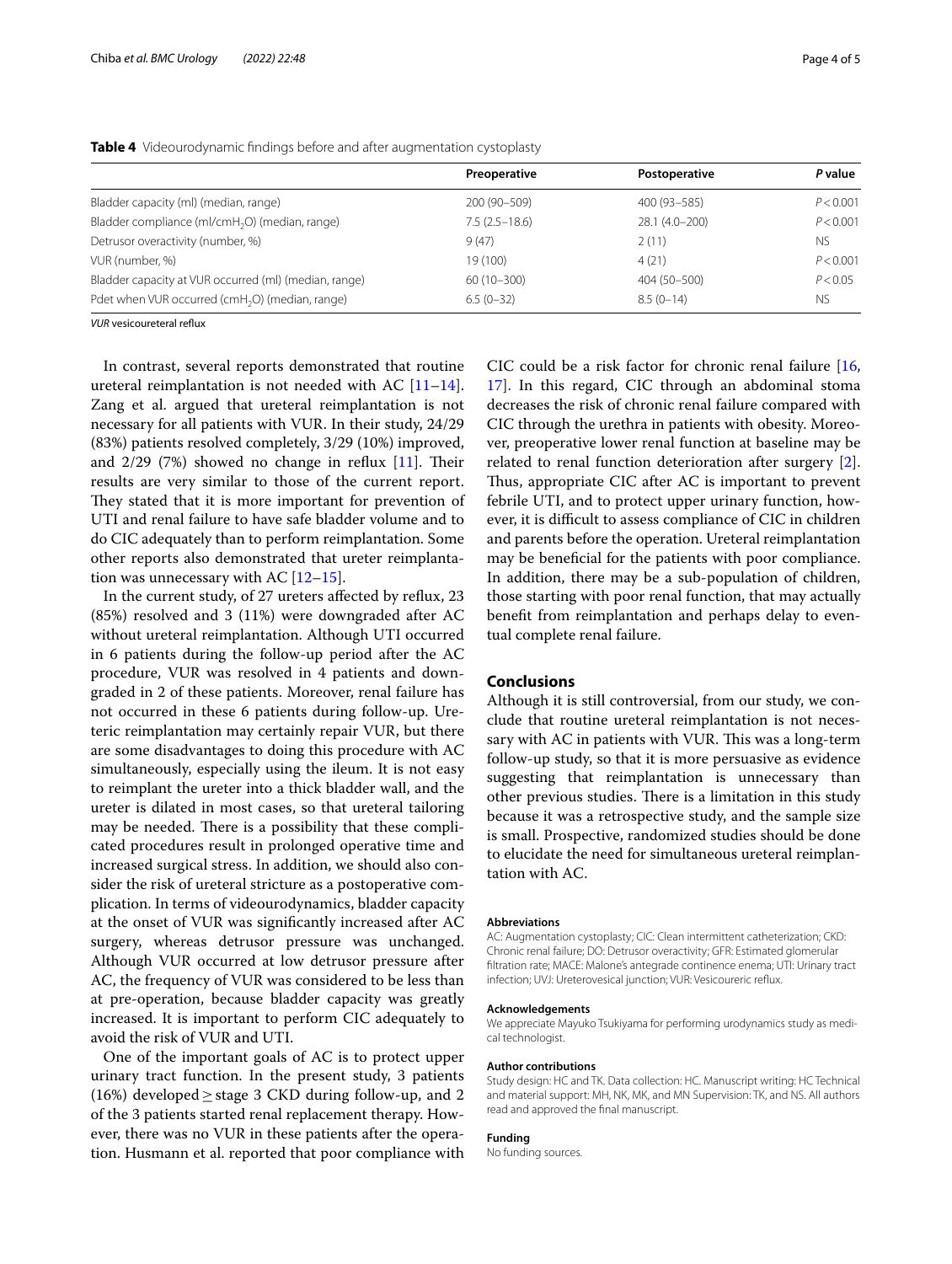**Table 4** Videourodynamic findings before and after augmentation cystoplasty

| | Preoperative | Postoperative | *P* value |
|---|---|---|---|
| Bladder capacity (ml) (median, range) | 200 (90–509) | 400 (93–585) | $P < 0.001$ |
| Bladder compliance (ml/cm$H_2O$) (median, range) | 7.5 (2.5–18.6) | 28.1 (4.0–200) | $P < 0.001$ |
| Detrusor overactivity (number, %) | 9 (47) | 2 (11) | NS |
| VUR (number, %) | 19 (100) | 4 (21) | $P < 0.001$ |
| Bladder capacity at VUR occurred (ml) (median, range) | 60 (10–300) | 404 (50–500) | $P < 0.05$ |
| Pdet when VUR occurred (cm$H_2O$) (median, range) | 6.5 (0–32) | 8.5 (0–14) | NS |

*VUR* vesicoureteral reflux

In contrast, several reports demonstrated that routine ureteral reimplantation is not needed with AC [11–14]. Zang et al. argued that ureteral reimplantation is not necessary for all patients with VUR. In their study, 24/29 (83%) patients resolved completely, 3/29 (10%) improved, and 2/29 (7%) showed no change in reflux [11]. Their results are very similar to those of the current report. They stated that it is more important for prevention of UTI and renal failure to have safe bladder volume and to do CIC adequately than to perform reimplantation. Some other reports also demonstrated that ureter reimplantation was unnecessary with AC [12–15].

In the current study, of 27 ureters affected by reflux, 23 (85%) resolved and 3 (11%) were downgraded after AC without ureteral reimplantation. Although UTI occurred in 6 patients during the follow-up period after the AC procedure, VUR was resolved in 4 patients and downgraded in 2 of these patients. Moreover, renal failure has not occurred in these 6 patients during follow-up. Ureteric reimplantation may certainly repair VUR, but there are some disadvantages to doing this procedure with AC simultaneously, especially using the ileum. It is not easy to reimplant the ureter into a thick bladder wall, and the ureter is dilated in most cases, so that ureteral tailoring may be needed. There is a possibility that these complicated procedures result in prolonged operative time and increased surgical stress. In addition, we should also consider the risk of ureteral stricture as a postoperative complication. In terms of videourodynamics, bladder capacity at the onset of VUR was significantly increased after AC surgery, whereas detrusor pressure was unchanged. Although VUR occurred at low detrusor pressure after AC, the frequency of VUR was considered to be less than at pre-operation, because bladder capacity was greatly increased. It is important to perform CIC adequately to avoid the risk of VUR and UTI.

One of the important goals of AC is to protect upper urinary tract function. In the present study, 3 patients (16%) developed ≥ stage 3 CKD during follow-up, and 2 of the 3 patients started renal replacement therapy. However, there was no VUR in these patients after the operation. Husmann et al. reported that poor compliance with CIC could be a risk factor for chronic renal failure [16, 17]. In this regard, CIC through an abdominal stoma decreases the risk of chronic renal failure compared with CIC through the urethra in patients with obesity. Moreover, preoperative lower renal function at baseline may be related to renal function deterioration after surgery [2]. Thus, appropriate CIC after AC is important to prevent febrile UTI, and to protect upper urinary function, however, it is difficult to assess compliance of CIC in children and parents before the operation. Ureteral reimplantation may be beneficial for the patients with poor compliance. In addition, there may be a sub-population of children, those starting with poor renal function, that may actually benefit from reimplantation and perhaps delay to eventual complete renal failure.

## Conclusions

Although it is still controversial, from our study, we conclude that routine ureteral reimplantation is not necessary with AC in patients with VUR. This was a long-term follow-up study, so that it is more persuasive as evidence suggesting that reimplantation is unnecessary than other previous studies. There is a limitation in this study because it was a retrospective study, and the sample size is small. Prospective, randomized studies should be done to elucidate the need for simultaneous ureteral reimplantation with AC.

#### Abbreviations

AC: Augmentation cystoplasty; CIC: Clean intermittent catheterization; CKD: Chronic renal failure; DO: Detrusor overactivity; GFR: Estimated glomerular filtration rate; MACE: Malone's antegrade continence enema; UTI: Urinary tract infection; UVJ: Ureterovesical junction; VUR: Vesicoureric reflux.

#### Acknowledgements

We appreciate Mayuko Tsukiyama for performing urodynamics study as medical technologist.

#### Author contributions

Study design: HC and TK. Data collection: HC. Manuscript writing: HC Technical and material support: MH, NK, MK, and MN Supervision: TK, and NS. All authors read and approved the final manuscript.

#### Funding

No funding sources.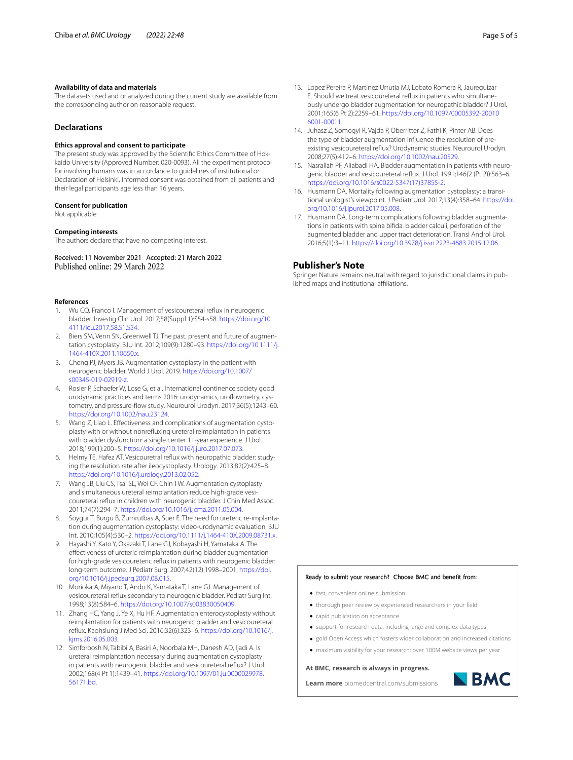#### Availability of data and materials

The datasets used and or analyzed during the current study are available from the corresponding author on reasonable request.

## Declarations

#### Ethics approval and consent to participate

The present study was approved by the Scientific Ethics Committee of Hokkaido University (Approved Number: 020-0093). All the experiment protocol for involving humans was in accordance to guidelines of institutional or Declaration of Helsinki. Informed consent was obtained from all patients and their legal participants age less than 16 years.

#### Consent for publication

Not applicable.

#### Competing interests

The authors declare that have no competing interest.

Received: 11 November 2021 Accepted: 21 March 2022
Published online: 29 March 2022

#### References

1. Wu CQ, Franco I. Management of vesicoureteral reflux in neurogenic bladder. Investig Clin Urol. 2017;58(Suppl 1):S54-s58. https://doi.org/10.4111/icu.2017.58.S1.S54.
2. Biers SM, Venn SN, Greenwell TJ. The past, present and future of augmentation cystoplasty. BJU Int. 2012;109(9):1280–93. https://doi.org/10.1111/j.1464-410X.2011.10650.x.
3. Cheng PJ, Myers JB. Augmentation cystoplasty in the patient with neurogenic bladder. World J Urol. 2019. https://doi.org/10.1007/s00345-019-02919-z.
4. Rosier P, Schaefer W, Lose G, et al. International continence society good urodynamic practices and terms 2016: urodynamics, uroflowmetry, cystometry, and pressure-flow study. Neurourol Urodyn. 2017;36(5):1243–60. https://doi.org/10.1002/nau.23124.
5. Wang Z, Liao L. Effectiveness and complications of augmentation cystoplasty with or without nonrefluxing ureteral reimplantation in patients with bladder dysfunction: a single center 11-year experience. J Urol. 2018;199(1):200–5. https://doi.org/10.1016/j.juro.2017.07.073.
6. Helmy TE, Hafez AT. Vesicouretral reflux with neuropathic bladder: studying the resolution rate after ileocystoplasty. Urology. 2013;82(2):425–8. https://doi.org/10.1016/j.urology.2013.02.052.
7. Wang JB, Liu CS, Tsai SL, Wei CF, Chin TW. Augmentation cystoplasty and simultaneous ureteral reimplantation reduce high-grade vesicoureteral reflux in children with neurogenic bladder. J Chin Med Assoc. 2011;74(7):294–7. https://doi.org/10.1016/j.jcma.2011.05.004.
8. Soygur T, Burgu B, Zumrutbas A, Suer E. The need for ureteric re-implantation during augmentation cystoplasty: video-urodynamic evaluation. BJU Int. 2010;105(4):530–2. https://doi.org/10.1111/j.1464-410X.2009.08731.x.
9. Hayashi Y, Kato Y, Okazaki T, Lane GJ, Kobayashi H, Yamataka A. The effectiveness of ureteric reimplantation during bladder augmentation for high-grade vesicoureteric reflux in patients with neurogenic bladder: long-term outcome. J Pediatr Surg. 2007;42(12):1998–2001. https://doi.org/10.1016/j.jpedsurg.2007.08.015.
10. Morioka A, Miyano T, Ando K, Yamataka T, Lane GJ. Management of vesicoureteral reflux secondary to neurogenic bladder. Pediatr Surg Int. 1998;13(8):584–6. https://doi.org/10.1007/s003830050409.
11. Zhang HC, Yang J, Ye X, Hu HF. Augmentation enterocystoplasty without reimplantation for patients with neurogenic bladder and vesicoureteral reflux. Kaohsiung J Med Sci. 2016;32(6):323–6. https://doi.org/10.1016/j.kjms.2016.05.003.
12. Simforoosh N, Tabibi A, Basiri A, Noorbala MH, Danesh AD, Ijadi A. Is ureteral reimplantation necessary during augmentation cystoplasty in patients with neurogenic bladder and vesicoureteral reflux? J Urol. 2002;168(4 Pt 1):1439–41. https://doi.org/10.1097/01.ju.0000029978.56171.bd.
13. Lopez Pereira P, Martinez Urrutia MJ, Lobato Romera R, Jaureguizar E. Should we treat vesicoureteral reflux in patients who simultaneously undergo bladder augmentation for neuropathic bladder? J Urol. 2001;165(6 Pt 2):2259–61. https://doi.org/10.1097/00005392-200106001-00011.
14. Juhasz Z, Somogyi R, Vajda P, Oberritter Z, Fathi K, Pinter AB. Does the type of bladder augmentation influence the resolution of pre-existing vesicoureteral reflux? Urodynamic studies. Neurourol Urodyn. 2008;27(5):412–6. https://doi.org/10.1002/nau.20529.
15. Nasrallah PF, Aliabadi HA. Bladder augmentation in patients with neurogenic bladder and vesicoureteral reflux. J Urol. 1991;146(2 (Pt 2)):563–6. https://doi.org/10.1016/s0022-5347(17)37855-2.
16. Husmann DA. Mortality following augmentation cystoplasty: a transitional urologist's viewpoint. J Pediatr Urol. 2017;13(4):358–64. https://doi.org/10.1016/j.jpurol.2017.05.008.
17. Husmann DA. Long-term complications following bladder augmentations in patients with spina bifida: bladder calculi, perforation of the augmented bladder and upper tract deterioration. Transl Androl Urol. 2016;5(1):3–11. https://doi.org/10.3978/j.issn.2223-4683.2015.12.06.

## Publisher's Note

Springer Nature remains neutral with regard to jurisdictional claims in published maps and institutional affiliations.

Ready to submit your research? Choose BMC and benefit from:

- fast, convenient online submission
- thorough peer review by experienced researchers in your field
- rapid publication on acceptance
- support for research data, including large and complex data types
- gold Open Access which fosters wider collaboration and increased citations
- maximum visibility for your research: over 100M website views per year

**At BMC, research is always in progress.**

**Learn more** biomedcentral.com/submissions

BMC